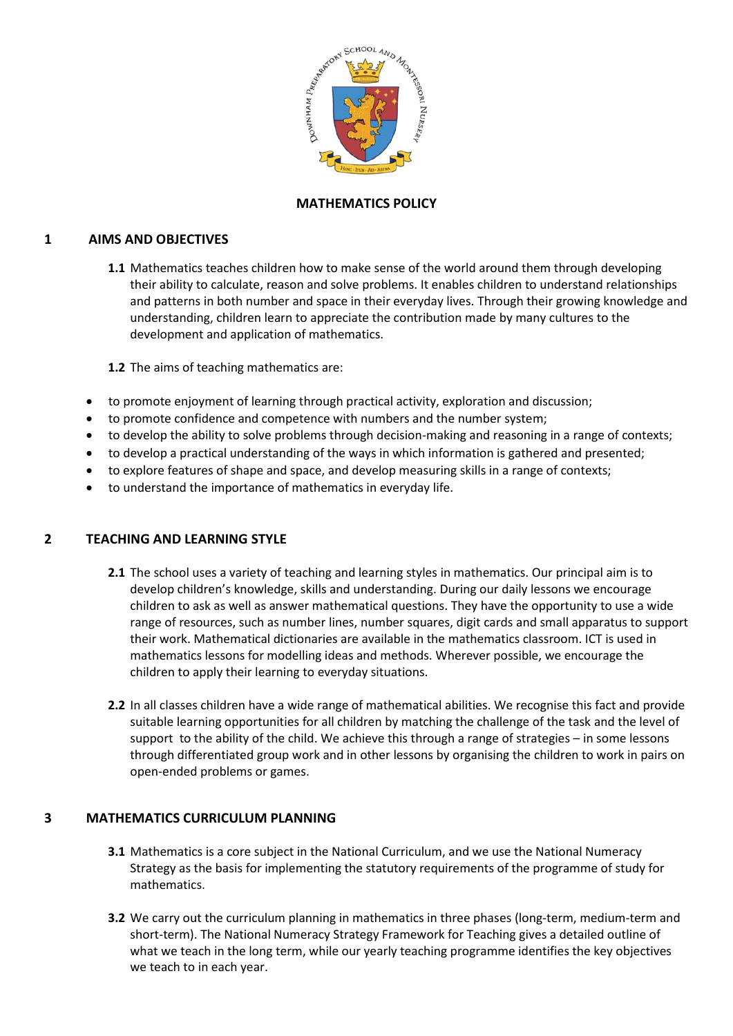# MATHEMATICS POLICY

## 1 AIMS AND OBJECTIVES

**1.1** Mathematics teaches children how to make sense of the world around them through developing their ability to calculate, reason and solve problems. It enables children to understand relationships and patterns in both number and space in their everyday lives. Through their growing knowledge and understanding, children learn to appreciate the contribution made by many cultures to the development and application of mathematics.

**1.2** The aims of teaching mathematics are:

- to promote enjoyment of learning through practical activity, exploration and discussion;
- to promote confidence and competence with numbers and the number system;
- to develop the ability to solve problems through decision-making and reasoning in a range of contexts;
- to develop a practical understanding of the ways in which information is gathered and presented;
- to explore features of shape and space, and develop measuring skills in a range of contexts;
- to understand the importance of mathematics in everyday life.

## 2 TEACHING AND LEARNING STYLE

**2.1** The school uses a variety of teaching and learning styles in mathematics. Our principal aim is to develop children's knowledge, skills and understanding. During our daily lessons we encourage children to ask as well as answer mathematical questions. They have the opportunity to use a wide range of resources, such as number lines, number squares, digit cards and small apparatus to support their work. Mathematical dictionaries are available in the mathematics classroom. ICT is used in mathematics lessons for modelling ideas and methods. Wherever possible, we encourage the children to apply their learning to everyday situations.

**2.2** In all classes children have a wide range of mathematical abilities. We recognise this fact and provide suitable learning opportunities for all children by matching the challenge of the task and the level of support to the ability of the child. We achieve this through a range of strategies – in some lessons through differentiated group work and in other lessons by organising the children to work in pairs on open-ended problems or games.

## 3 MATHEMATICS CURRICULUM PLANNING

**3.1** Mathematics is a core subject in the National Curriculum, and we use the National Numeracy Strategy as the basis for implementing the statutory requirements of the programme of study for mathematics.

**3.2** We carry out the curriculum planning in mathematics in three phases (long-term, medium-term and short-term). The National Numeracy Strategy Framework for Teaching gives a detailed outline of what we teach in the long term, while our yearly teaching programme identifies the key objectives we teach to in each year.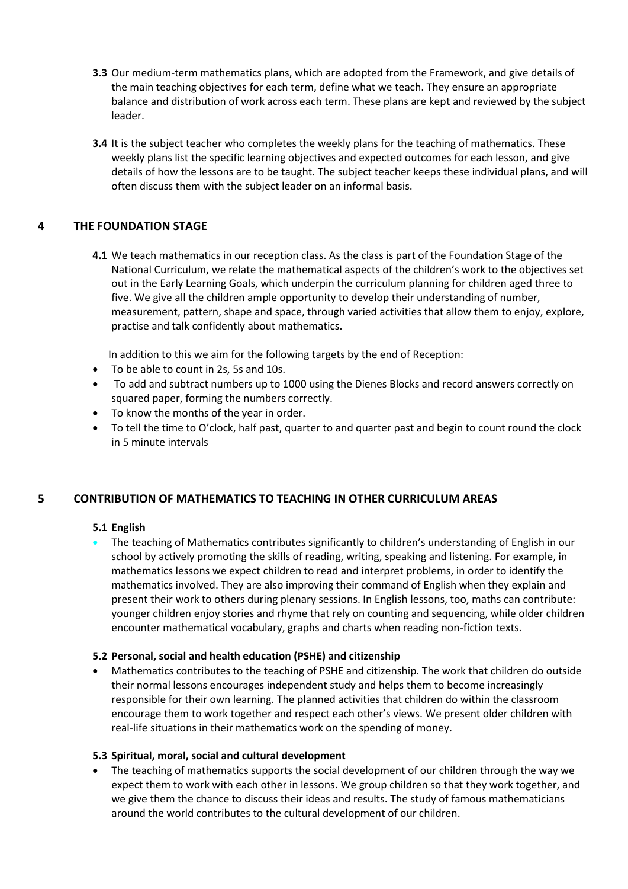**3.3** Our medium-term mathematics plans, which are adopted from the Framework, and give details of the main teaching objectives for each term, define what we teach. They ensure an appropriate balance and distribution of work across each term. These plans are kept and reviewed by the subject leader.

**3.4** It is the subject teacher who completes the weekly plans for the teaching of mathematics. These weekly plans list the specific learning objectives and expected outcomes for each lesson, and give details of how the lessons are to be taught. The subject teacher keeps these individual plans, and will often discuss them with the subject leader on an informal basis.

## 4 THE FOUNDATION STAGE

**4.1** We teach mathematics in our reception class. As the class is part of the Foundation Stage of the National Curriculum, we relate the mathematical aspects of the children's work to the objectives set out in the Early Learning Goals, which underpin the curriculum planning for children aged three to five. We give all the children ample opportunity to develop their understanding of number, measurement, pattern, shape and space, through varied activities that allow them to enjoy, explore, practise and talk confidently about mathematics.

In addition to this we aim for the following targets by the end of Reception:

- To be able to count in 2s, 5s and 10s.
- To add and subtract numbers up to 1000 using the Dienes Blocks and record answers correctly on squared paper, forming the numbers correctly.
- To know the months of the year in order.
- To tell the time to O'clock, half past, quarter to and quarter past and begin to count round the clock in 5 minute intervals

## 5 CONTRIBUTION OF MATHEMATICS TO TEACHING IN OTHER CURRICULUM AREAS

### 5.1 English

- The teaching of Mathematics contributes significantly to children's understanding of English in our school by actively promoting the skills of reading, writing, speaking and listening. For example, in mathematics lessons we expect children to read and interpret problems, in order to identify the mathematics involved. They are also improving their command of English when they explain and present their work to others during plenary sessions. In English lessons, too, maths can contribute: younger children enjoy stories and rhyme that rely on counting and sequencing, while older children encounter mathematical vocabulary, graphs and charts when reading non-fiction texts.

### 5.2 Personal, social and health education (PSHE) and citizenship

- Mathematics contributes to the teaching of PSHE and citizenship. The work that children do outside their normal lessons encourages independent study and helps them to become increasingly responsible for their own learning. The planned activities that children do within the classroom encourage them to work together and respect each other's views. We present older children with real-life situations in their mathematics work on the spending of money.

### 5.3 Spiritual, moral, social and cultural development

- The teaching of mathematics supports the social development of our children through the way we expect them to work with each other in lessons. We group children so that they work together, and we give them the chance to discuss their ideas and results. The study of famous mathematicians around the world contributes to the cultural development of our children.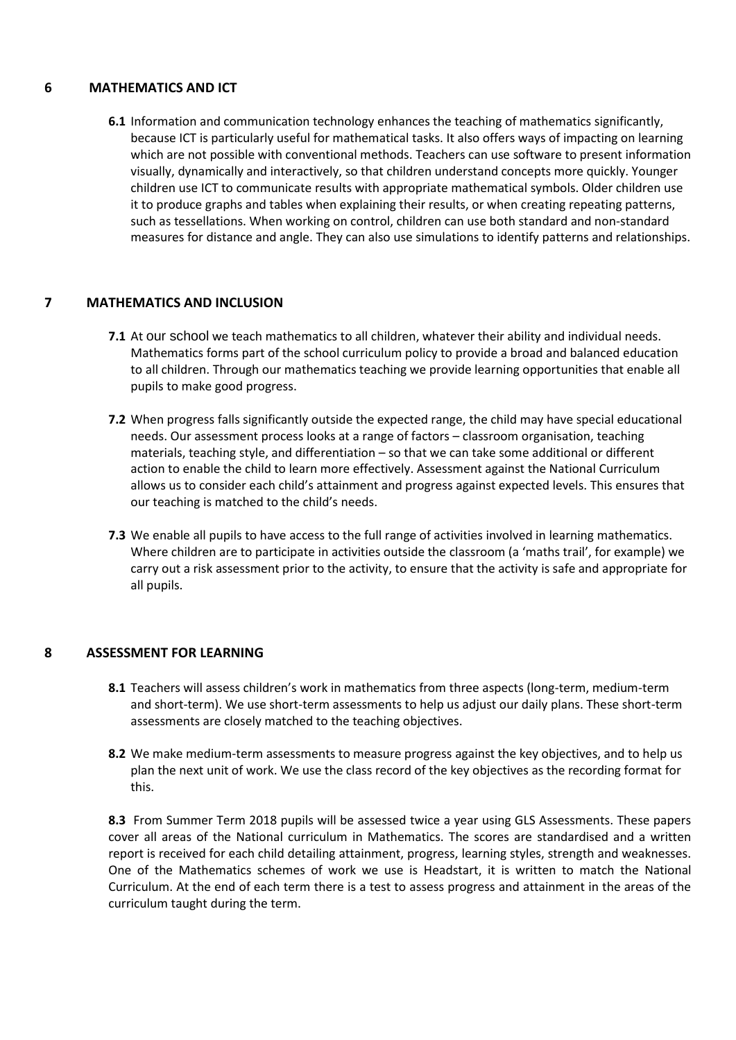## 6 MATHEMATICS AND ICT

**6.1** Information and communication technology enhances the teaching of mathematics significantly, because ICT is particularly useful for mathematical tasks. It also offers ways of impacting on learning which are not possible with conventional methods. Teachers can use software to present information visually, dynamically and interactively, so that children understand concepts more quickly. Younger children use ICT to communicate results with appropriate mathematical symbols. Older children use it to produce graphs and tables when explaining their results, or when creating repeating patterns, such as tessellations. When working on control, children can use both standard and non-standard measures for distance and angle. They can also use simulations to identify patterns and relationships.

## 7 MATHEMATICS AND INCLUSION

**7.1** At our school we teach mathematics to all children, whatever their ability and individual needs. Mathematics forms part of the school curriculum policy to provide a broad and balanced education to all children. Through our mathematics teaching we provide learning opportunities that enable all pupils to make good progress.

**7.2** When progress falls significantly outside the expected range, the child may have special educational needs. Our assessment process looks at a range of factors – classroom organisation, teaching materials, teaching style, and differentiation – so that we can take some additional or different action to enable the child to learn more effectively. Assessment against the National Curriculum allows us to consider each child's attainment and progress against expected levels. This ensures that our teaching is matched to the child's needs.

**7.3** We enable all pupils to have access to the full range of activities involved in learning mathematics. Where children are to participate in activities outside the classroom (a 'maths trail', for example) we carry out a risk assessment prior to the activity, to ensure that the activity is safe and appropriate for all pupils.

## 8 ASSESSMENT FOR LEARNING

**8.1** Teachers will assess children's work in mathematics from three aspects (long-term, medium-term and short-term). We use short-term assessments to help us adjust our daily plans. These short-term assessments are closely matched to the teaching objectives.

**8.2** We make medium-term assessments to measure progress against the key objectives, and to help us plan the next unit of work. We use the class record of the key objectives as the recording format for this.

**8.3** From Summer Term 2018 pupils will be assessed twice a year using GLS Assessments. These papers cover all areas of the National curriculum in Mathematics. The scores are standardised and a written report is received for each child detailing attainment, progress, learning styles, strength and weaknesses. One of the Mathematics schemes of work we use is Headstart, it is written to match the National Curriculum. At the end of each term there is a test to assess progress and attainment in the areas of the curriculum taught during the term.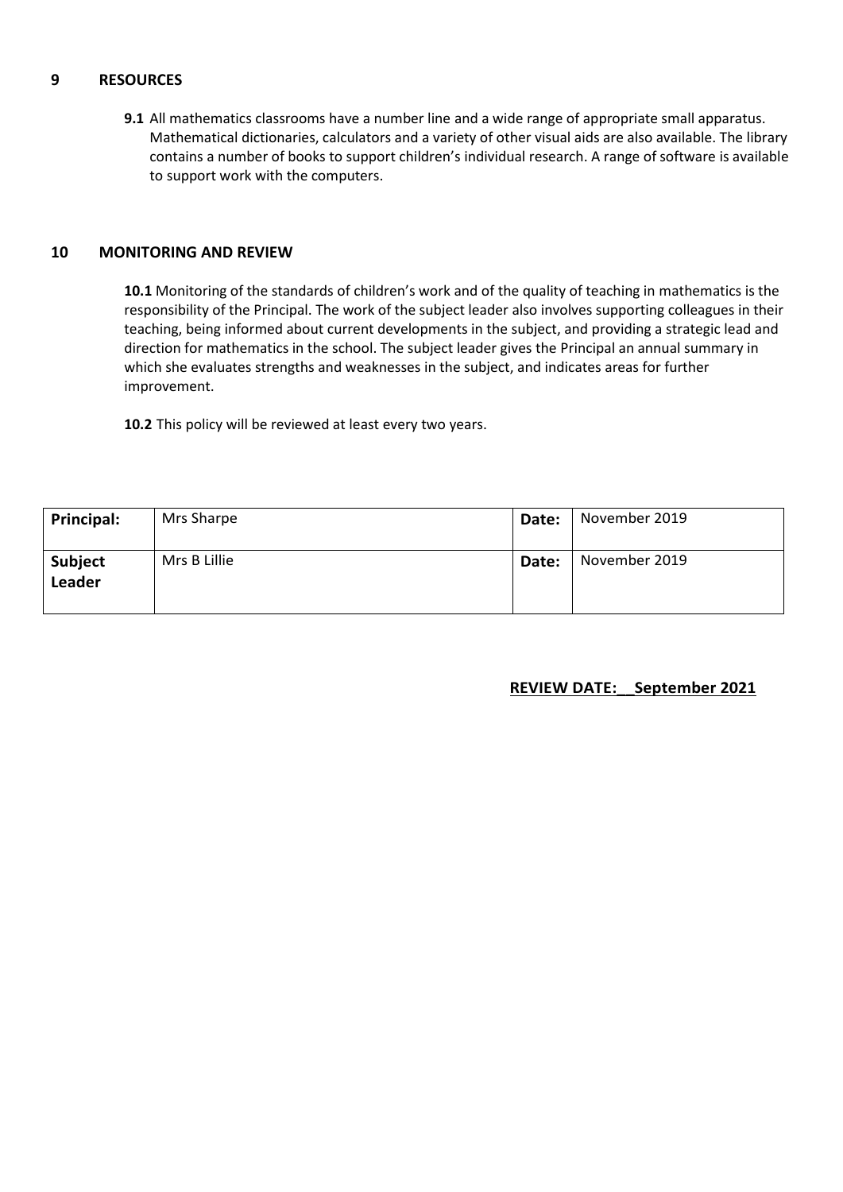## 9 RESOURCES

**9.1** All mathematics classrooms have a number line and a wide range of appropriate small apparatus. Mathematical dictionaries, calculators and a variety of other visual aids are also available. The library contains a number of books to support children's individual research. A range of software is available to support work with the computers.

## 10 MONITORING AND REVIEW

**10.1** Monitoring of the standards of children's work and of the quality of teaching in mathematics is the responsibility of the Principal. The work of the subject leader also involves supporting colleagues in their teaching, being informed about current developments in the subject, and providing a strategic lead and direction for mathematics in the school. The subject leader gives the Principal an annual summary in which she evaluates strengths and weaknesses in the subject, and indicates areas for further improvement.

**10.2** This policy will be reviewed at least every two years.

| | | | |
|---|---|---|---|
| **Principal:** | Mrs Sharpe | **Date:** | November 2019 |
| **Subject Leader** | Mrs B Lillie | **Date:** | November 2019 |

**REVIEW DATE:\_\_September 2021**